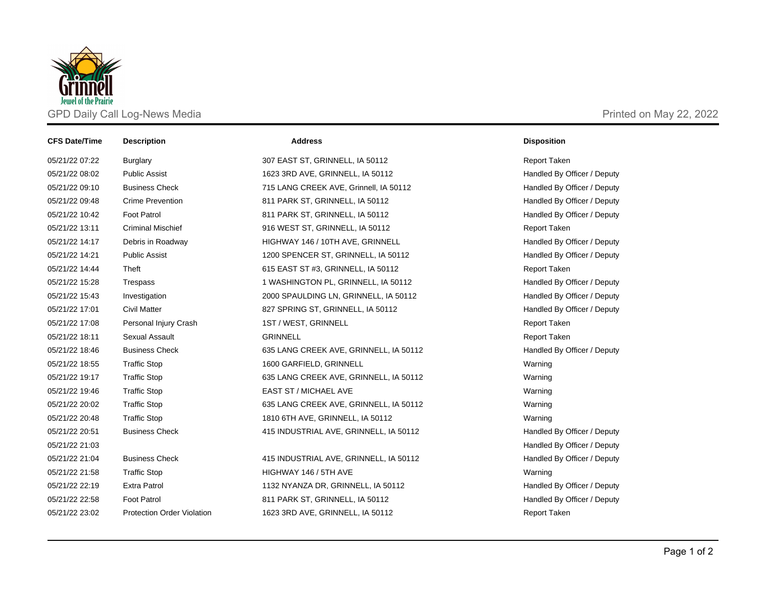# GPD Daily Call Log-News Media

Printed on May 22, 2022

| CFS Date/Time | Description | Address | Disposition |
|---|---|---|---|
| 05/21/22 07:22 | Burglary | 307 EAST ST, GRINNELL, IA 50112 | Report Taken |
| 05/21/22 08:02 | Public Assist | 1623 3RD AVE, GRINNELL, IA 50112 | Handled By Officer / Deputy |
| 05/21/22 09:10 | Business Check | 715 LANG CREEK AVE, Grinnell, IA 50112 | Handled By Officer / Deputy |
| 05/21/22 09:48 | Crime Prevention | 811 PARK ST, GRINNELL, IA 50112 | Handled By Officer / Deputy |
| 05/21/22 10:42 | Foot Patrol | 811 PARK ST, GRINNELL, IA 50112 | Handled By Officer / Deputy |
| 05/21/22 13:11 | Criminal Mischief | 916 WEST ST, GRINNELL, IA 50112 | Report Taken |
| 05/21/22 14:17 | Debris in Roadway | HIGHWAY 146 / 10TH AVE, GRINNELL | Handled By Officer / Deputy |
| 05/21/22 14:21 | Public Assist | 1200 SPENCER ST, GRINNELL, IA 50112 | Handled By Officer / Deputy |
| 05/21/22 14:44 | Theft | 615 EAST ST #3, GRINNELL, IA 50112 | Report Taken |
| 05/21/22 15:28 | Trespass | 1 WASHINGTON PL, GRINNELL, IA 50112 | Handled By Officer / Deputy |
| 05/21/22 15:43 | Investigation | 2000 SPAULDING LN, GRINNELL, IA 50112 | Handled By Officer / Deputy |
| 05/21/22 17:01 | Civil Matter | 827 SPRING ST, GRINNELL, IA 50112 | Handled By Officer / Deputy |
| 05/21/22 17:08 | Personal Injury Crash | 1ST / WEST, GRINNELL | Report Taken |
| 05/21/22 18:11 | Sexual Assault | GRINNELL | Report Taken |
| 05/21/22 18:46 | Business Check | 635 LANG CREEK AVE, GRINNELL, IA 50112 | Handled By Officer / Deputy |
| 05/21/22 18:55 | Traffic Stop | 1600 GARFIELD, GRINNELL | Warning |
| 05/21/22 19:17 | Traffic Stop | 635 LANG CREEK AVE, GRINNELL, IA 50112 | Warning |
| 05/21/22 19:46 | Traffic Stop | EAST ST / MICHAEL AVE | Warning |
| 05/21/22 20:02 | Traffic Stop | 635 LANG CREEK AVE, GRINNELL, IA 50112 | Warning |
| 05/21/22 20:48 | Traffic Stop | 1810 6TH AVE, GRINNELL, IA 50112 | Warning |
| 05/21/22 20:51 | Business Check | 415 INDUSTRIAL AVE, GRINNELL, IA 50112 | Handled By Officer / Deputy |
| 05/21/22 21:03 | | | Handled By Officer / Deputy |
| 05/21/22 21:04 | Business Check | 415 INDUSTRIAL AVE, GRINNELL, IA 50112 | Handled By Officer / Deputy |
| 05/21/22 21:58 | Traffic Stop | HIGHWAY 146 / 5TH AVE | Warning |
| 05/21/22 22:19 | Extra Patrol | 1132 NYANZA DR, GRINNELL, IA 50112 | Handled By Officer / Deputy |
| 05/21/22 22:58 | Foot Patrol | 811 PARK ST, GRINNELL, IA 50112 | Handled By Officer / Deputy |
| 05/21/22 23:02 | Protection Order Violation | 1623 3RD AVE, GRINNELL, IA 50112 | Report Taken |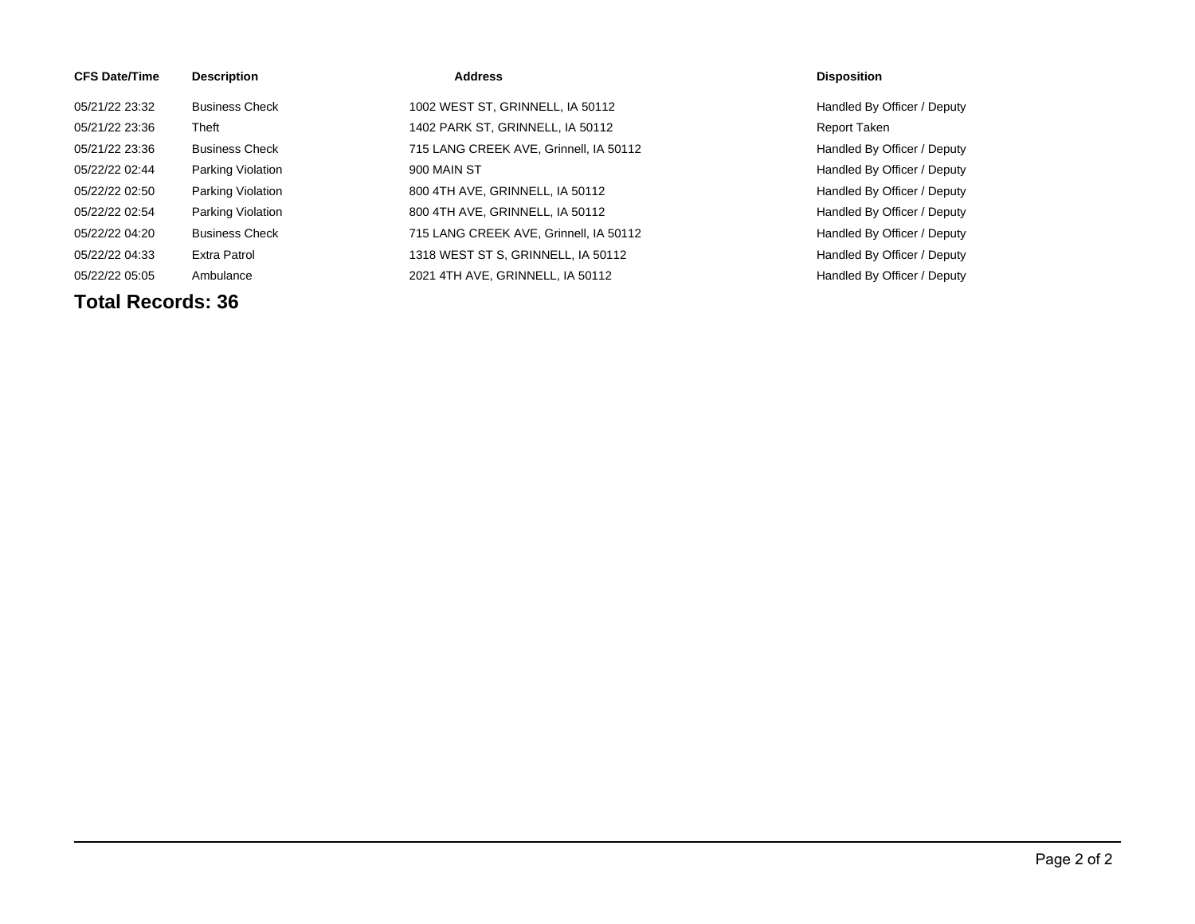| CFS Date/Time | Description | Address | Disposition |
| --- | --- | --- | --- |
| 05/21/22 23:32 | Business Check | 1002 WEST ST, GRINNELL, IA 50112 | Handled By Officer / Deputy |
| 05/21/22 23:36 | Theft | 1402 PARK ST, GRINNELL, IA 50112 | Report Taken |
| 05/21/22 23:36 | Business Check | 715 LANG CREEK AVE, Grinnell, IA 50112 | Handled By Officer / Deputy |
| 05/22/22 02:44 | Parking Violation | 900 MAIN ST | Handled By Officer / Deputy |
| 05/22/22 02:50 | Parking Violation | 800 4TH AVE, GRINNELL, IA 50112 | Handled By Officer / Deputy |
| 05/22/22 02:54 | Parking Violation | 800 4TH AVE, GRINNELL, IA 50112 | Handled By Officer / Deputy |
| 05/22/22 04:20 | Business Check | 715 LANG CREEK AVE, Grinnell, IA 50112 | Handled By Officer / Deputy |
| 05/22/22 04:33 | Extra Patrol | 1318 WEST ST S, GRINNELL, IA 50112 | Handled By Officer / Deputy |
| 05/22/22 05:05 | Ambulance | 2021 4TH AVE, GRINNELL, IA 50112 | Handled By Officer / Deputy |

**Total Records: 36**